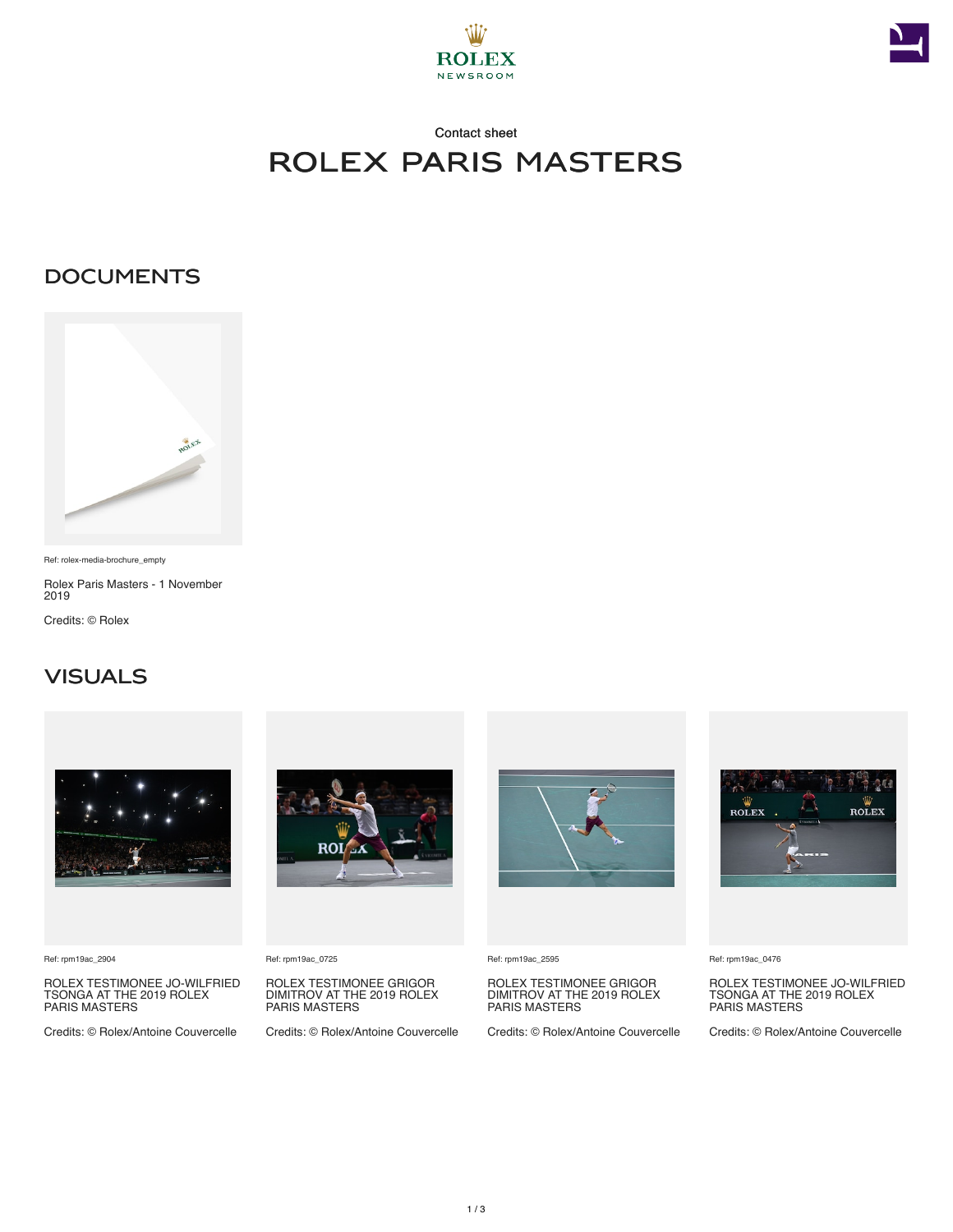Contact sheet

# ROLEX PARIS MASTERS

## DOCUMENTS

Ref: rolex-media-brochure_empty

Rolex Paris Masters - 1 November 2019

Credits: © Rolex

## VISUALS

Ref: rpm19ac_2904

ROLEX TESTIMONEE JO-WILFRIED TSONGA AT THE 2019 ROLEX PARIS MASTERS

Credits: © Rolex/Antoine Couvercelle

Ref: rpm19ac_0725

ROLEX TESTIMONEE GRIGOR DIMITROV AT THE 2019 ROLEX PARIS MASTERS

Credits: © Rolex/Antoine Couvercelle

Ref: rpm19ac_2595

ROLEX TESTIMONEE GRIGOR DIMITROV AT THE 2019 ROLEX PARIS MASTERS

Credits: © Rolex/Antoine Couvercelle

Ref: rpm19ac_0476

ROLEX TESTIMONEE JO-WILFRIED TSONGA AT THE 2019 ROLEX PARIS MASTERS

Credits: © Rolex/Antoine Couvercelle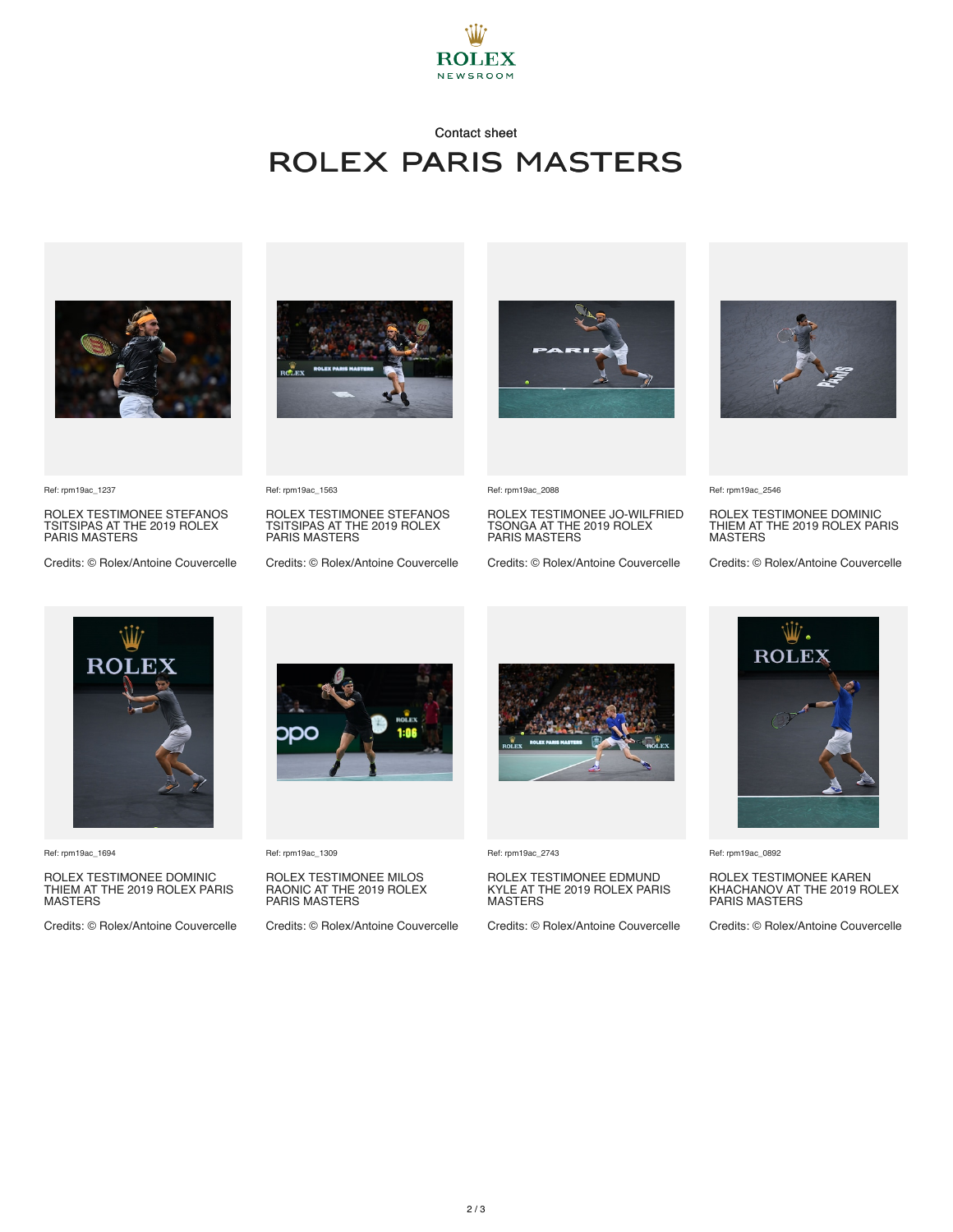ROLEX NEWSROOM

Contact sheet

# ROLEX PARIS MASTERS

Ref: rpm19ac_1237

ROLEX TESTIMONEE STEFANOS TSITSIPAS AT THE 2019 ROLEX PARIS MASTERS

Credits: © Rolex/Antoine Couvercelle

Ref: rpm19ac_1563

ROLEX TESTIMONEE STEFANOS TSITSIPAS AT THE 2019 ROLEX PARIS MASTERS

Credits: © Rolex/Antoine Couvercelle

Ref: rpm19ac_2088

ROLEX TESTIMONEE JO-WILFRIED TSONGA AT THE 2019 ROLEX PARIS MASTERS

Credits: © Rolex/Antoine Couvercelle

Ref: rpm19ac_2546

ROLEX TESTIMONEE DOMINIC THIEM AT THE 2019 ROLEX PARIS MASTERS

Credits: © Rolex/Antoine Couvercelle

Ref: rpm19ac_1694

ROLEX TESTIMONEE DOMINIC THIEM AT THE 2019 ROLEX PARIS MASTERS

Credits: © Rolex/Antoine Couvercelle

Ref: rpm19ac_1309

ROLEX TESTIMONEE MILOS RAONIC AT THE 2019 ROLEX PARIS MASTERS

Credits: © Rolex/Antoine Couvercelle

Ref: rpm19ac_2743

ROLEX TESTIMONEE EDMUND KYLE AT THE 2019 ROLEX PARIS MASTERS

Credits: © Rolex/Antoine Couvercelle

Ref: rpm19ac_0892

ROLEX TESTIMONEE KAREN KHACHANOV AT THE 2019 ROLEX PARIS MASTERS

Credits: © Rolex/Antoine Couvercelle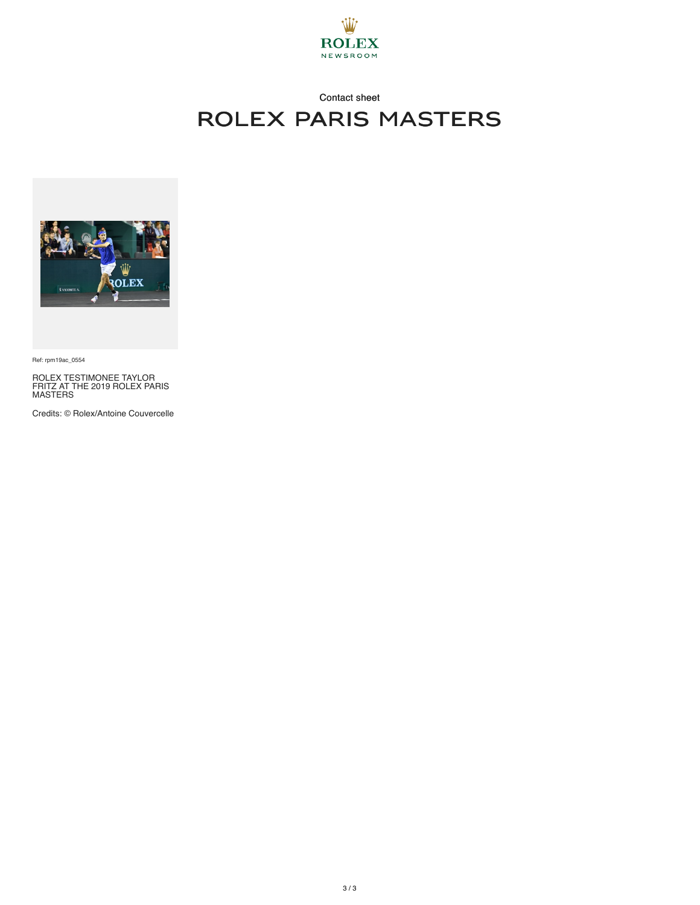ROLEX
NEWSROOM

Contact sheet

# ROLEX PARIS MASTERS

Ref: rpm19ac_0554

ROLEX TESTIMONEE TAYLOR FRITZ AT THE 2019 ROLEX PARIS MASTERS

Credits: © Rolex/Antoine Couvercelle